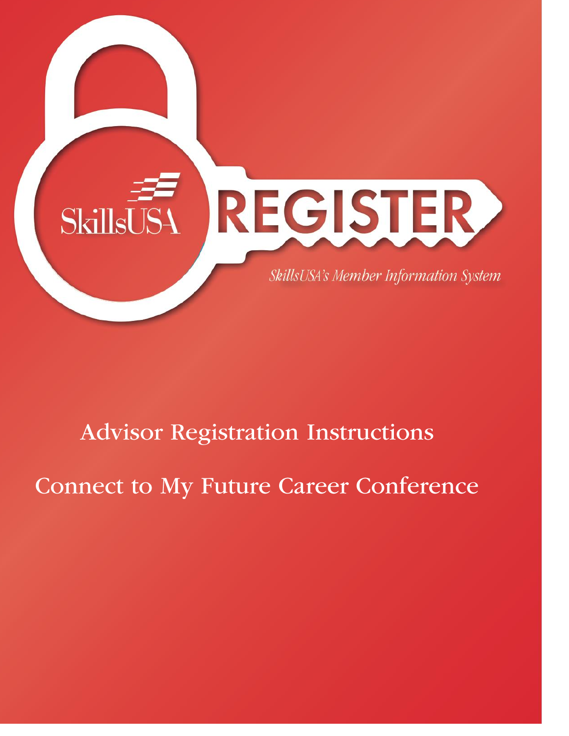SkillsUSA

# REGISTER

*SkillsUSA's Member Information System*

## Advisor Registration Instructions

## Connect to My Future Career Conference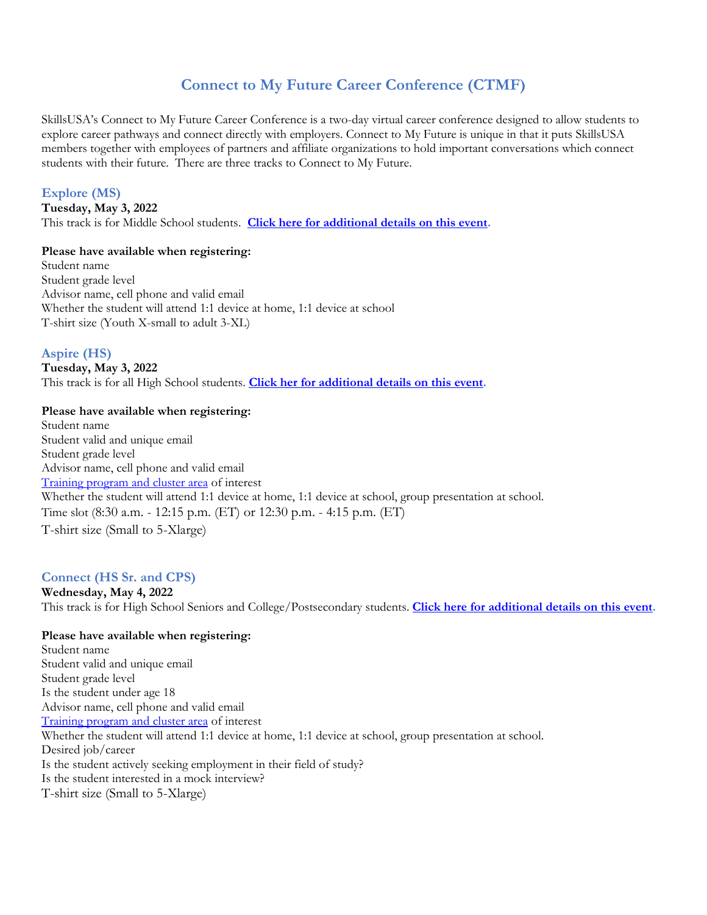# Connect to My Future Career Conference (CTMF)

SkillsUSA's Connect to My Future Career Conference is a two-day virtual career conference designed to allow students to explore career pathways and connect directly with employers. Connect to My Future is unique in that it puts SkillsUSA members together with employees of partners and affiliate organizations to hold important conversations which connect students with their future. There are three tracks to Connect to My Future.

## Explore (MS)

**Tuesday, May 3, 2022**

This track is for Middle School students. **Click here for additional details on this event.**

**Please have available when registering:**

Student name
Student grade level
Advisor name, cell phone and valid email
Whether the student will attend 1:1 device at home, 1:1 device at school
T-shirt size (Youth X-small to adult 3-XL)

## Aspire (HS)

**Tuesday, May 3, 2022**

This track is for all High School students. **Click her for additional details on this event.**

**Please have available when registering:**

Student name
Student valid and unique email
Student grade level
Advisor name, cell phone and valid email
Training program and cluster area of interest
Whether the student will attend 1:1 device at home, 1:1 device at school, group presentation at school.
Time slot (8:30 a.m. - 12:15 p.m. (ET) or 12:30 p.m. - 4:15 p.m. (ET)
T-shirt size (Small to 5-Xlarge)

## Connect (HS Sr. and CPS)

**Wednesday, May 4, 2022**

This track is for High School Seniors and College/Postsecondary students. **Click here for additional details on this event.**

**Please have available when registering:**

Student name
Student valid and unique email
Student grade level
Is the student under age 18
Advisor name, cell phone and valid email
Training program and cluster area of interest
Whether the student will attend 1:1 device at home, 1:1 device at school, group presentation at school.
Desired job/career
Is the student actively seeking employment in their field of study?
Is the student interested in a mock interview?
T-shirt size (Small to 5-Xlarge)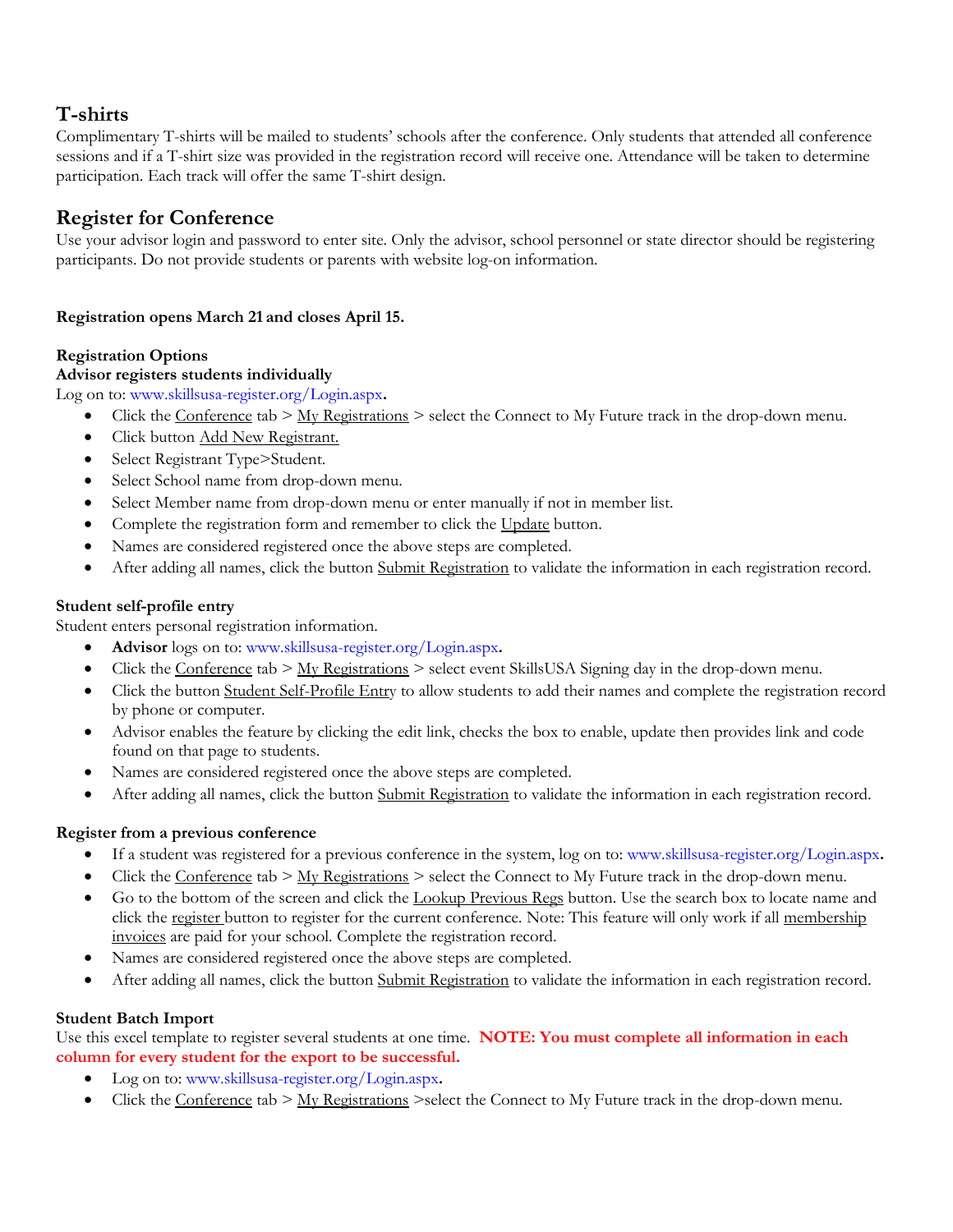## T-shirts

Complimentary T-shirts will be mailed to students' schools after the conference. Only students that attended all conference sessions and if a T-shirt size was provided in the registration record will receive one. Attendance will be taken to determine participation. Each track will offer the same T-shirt design.

## Register for Conference

Use your advisor login and password to enter site. Only the advisor, school personnel or state director should be registering participants. Do not provide students or parents with website log-on information.

**Registration opens March 21 and closes April 15.**

**Registration Options**

**Advisor registers students individually**

Log on to: www.skillsusa-register.org/Login.aspx.

- Click the Conference tab > My Registrations > select the Connect to My Future track in the drop-down menu.
- Click button Add New Registrant.
- Select Registrant Type>Student.
- Select School name from drop-down menu.
- Select Member name from drop-down menu or enter manually if not in member list.
- Complete the registration form and remember to click the Update button.
- Names are considered registered once the above steps are completed.
- After adding all names, click the button Submit Registration to validate the information in each registration record.

**Student self-profile entry**

Student enters personal registration information.

- **Advisor** logs on to: www.skillsusa-register.org/Login.aspx.
- Click the Conference tab > My Registrations > select event SkillsUSA Signing day in the drop-down menu.
- Click the button Student Self-Profile Entry to allow students to add their names and complete the registration record by phone or computer.
- Advisor enables the feature by clicking the edit link, checks the box to enable, update then provides link and code found on that page to students.
- Names are considered registered once the above steps are completed.
- After adding all names, click the button Submit Registration to validate the information in each registration record.

**Register from a previous conference**

- If a student was registered for a previous conference in the system, log on to: www.skillsusa-register.org/Login.aspx.
- Click the Conference tab > My Registrations > select the Connect to My Future track in the drop-down menu.
- Go to the bottom of the screen and click the Lookup Previous Regs button. Use the search box to locate name and click the register button to register for the current conference. Note: This feature will only work if all membership invoices are paid for your school. Complete the registration record.
- Names are considered registered once the above steps are completed.
- After adding all names, click the button Submit Registration to validate the information in each registration record.

**Student Batch Import**

Use this excel template to register several students at one time. **NOTE: You must complete all information in each column for every student for the export to be successful.**

- Log on to: www.skillsusa-register.org/Login.aspx.
- Click the Conference tab > My Registrations >select the Connect to My Future track in the drop-down menu.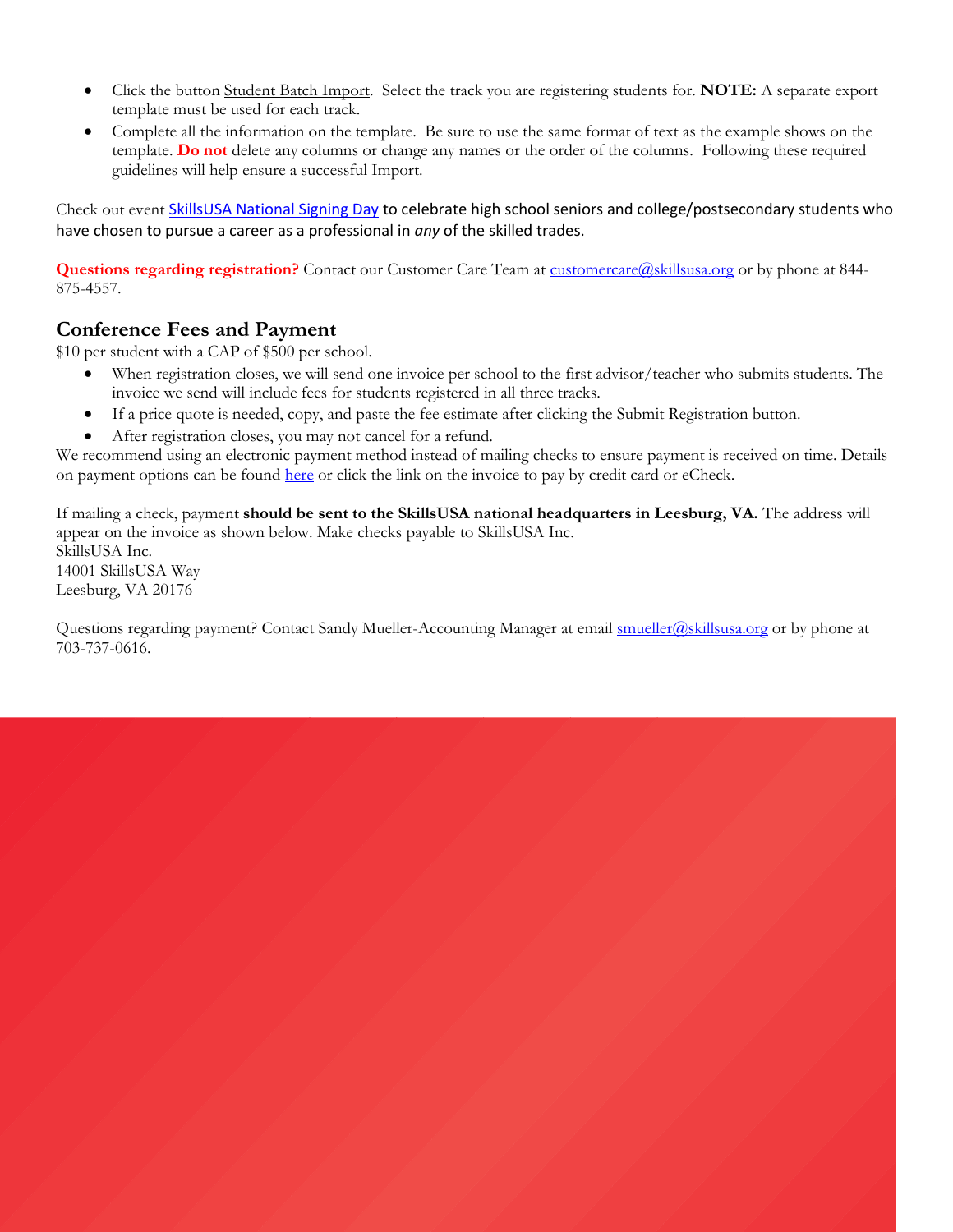- Click the button Student Batch Import. Select the track you are registering students for. **NOTE:** A separate export template must be used for each track.
- Complete all the information on the template. Be sure to use the same format of text as the example shows on the template. **Do not** delete any columns or change any names or the order of the columns. Following these required guidelines will help ensure a successful Import.

Check out event SkillsUSA National Signing Day to celebrate high school seniors and college/postsecondary students who have chosen to pursue a career as a professional in *any* of the skilled trades.

**Questions regarding registration?** Contact our Customer Care Team at customercare@skillsusa.org or by phone at 844-875-4557.

## Conference Fees and Payment

$10 per student with a CAP of $500 per school.

- When registration closes, we will send one invoice per school to the first advisor/teacher who submits students. The invoice we send will include fees for students registered in all three tracks.
- If a price quote is needed, copy, and paste the fee estimate after clicking the Submit Registration button.
- After registration closes, you may not cancel for a refund.

We recommend using an electronic payment method instead of mailing checks to ensure payment is received on time. Details on payment options can be found here or click the link on the invoice to pay by credit card or eCheck.

If mailing a check, payment **should be sent to the SkillsUSA national headquarters in Leesburg, VA.** The address will appear on the invoice as shown below. Make checks payable to SkillsUSA Inc.
SkillsUSA Inc.
14001 SkillsUSA Way
Leesburg, VA 20176

Questions regarding payment? Contact Sandy Mueller-Accounting Manager at email smueller@skillsusa.org or by phone at 703-737-0616.